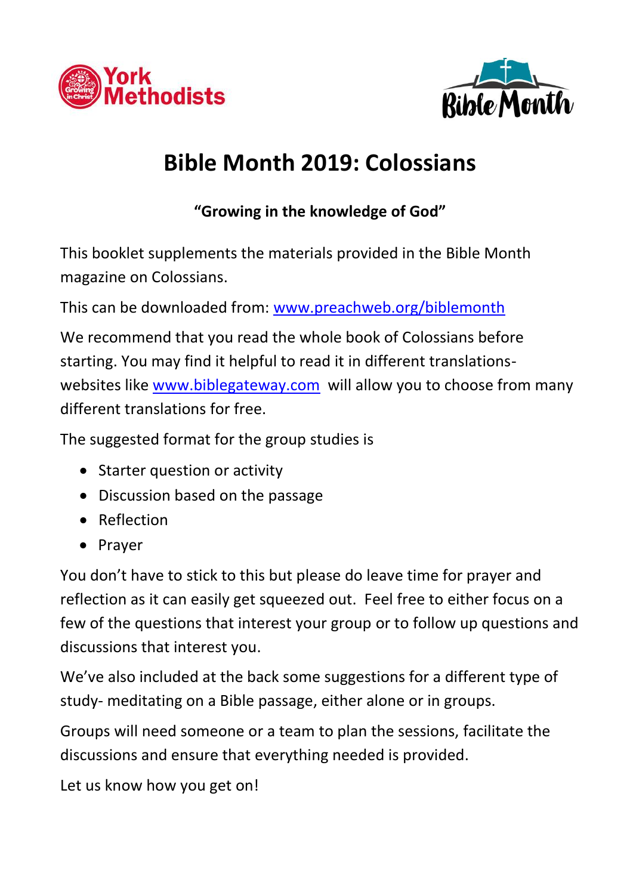# Bible Month 2019: Colossians

**"Growing in the knowledge of God"**

This booklet supplements the materials provided in the Bible Month magazine on Colossians.

This can be downloaded from: [www.preachweb.org/biblemonth](http://www.preachweb.org/biblemonth)

We recommend that you read the whole book of Colossians before starting. You may find it helpful to read it in different translations- websites like [www.biblegateway.com](http://www.biblegateway.com) will allow you to choose from many different translations for free.

The suggested format for the group studies is

- Starter question or activity
- Discussion based on the passage
- Reflection
- Prayer

You don't have to stick to this but please do leave time for prayer and reflection as it can easily get squeezed out. Feel free to either focus on a few of the questions that interest your group or to follow up questions and discussions that interest you.

We've also included at the back some suggestions for a different type of study- meditating on a Bible passage, either alone or in groups.

Groups will need someone or a team to plan the sessions, facilitate the discussions and ensure that everything needed is provided.

Let us know how you get on!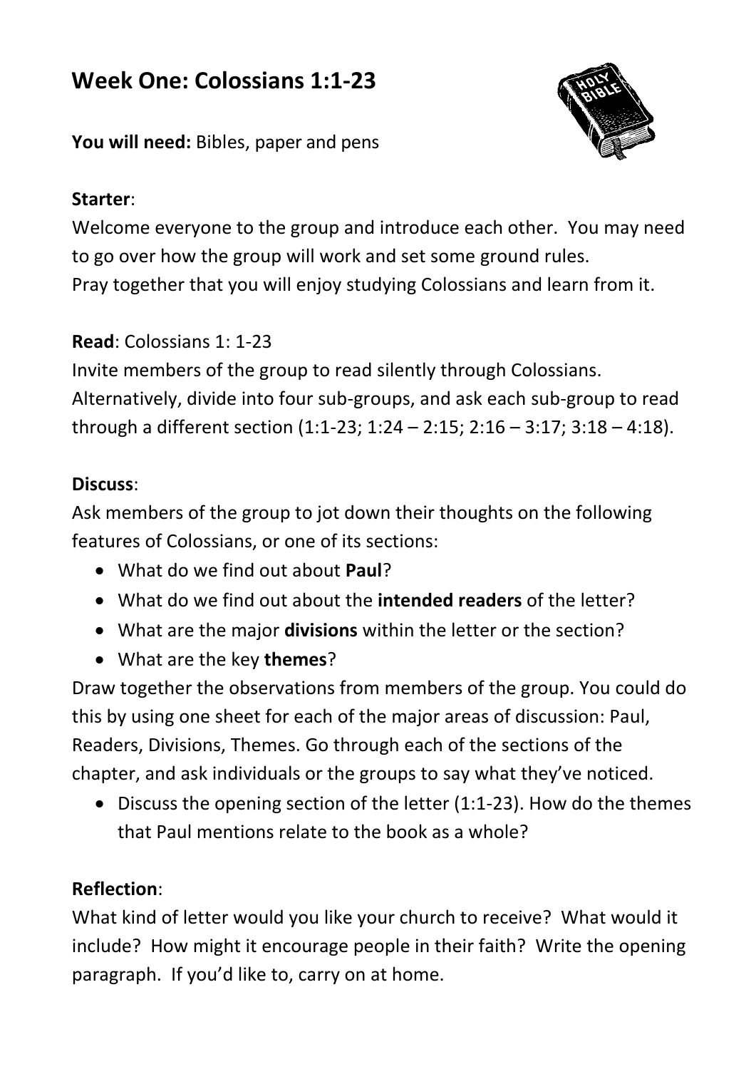# Week One: Colossians 1:1-23

**You will need:** Bibles, paper and pens

**Starter**:

Welcome everyone to the group and introduce each other. You may need to go over how the group will work and set some ground rules.
Pray together that you will enjoy studying Colossians and learn from it.

**Read**: Colossians 1: 1-23

Invite members of the group to read silently through Colossians. Alternatively, divide into four sub-groups, and ask each sub-group to read through a different section (1:1-23; 1:24 – 2:15; 2:16 – 3:17; 3:18 – 4:18).

**Discuss**:

Ask members of the group to jot down their thoughts on the following features of Colossians, or one of its sections:

- What do we find out about **Paul**?
- What do we find out about the **intended readers** of the letter?
- What are the major **divisions** within the letter or the section?
- What are the key **themes**?

Draw together the observations from members of the group. You could do this by using one sheet for each of the major areas of discussion: Paul, Readers, Divisions, Themes. Go through each of the sections of the chapter, and ask individuals or the groups to say what they've noticed.

- Discuss the opening section of the letter (1:1-23). How do the themes that Paul mentions relate to the book as a whole?

**Reflection**:

What kind of letter would you like your church to receive? What would it include? How might it encourage people in their faith? Write the opening paragraph. If you'd like to, carry on at home.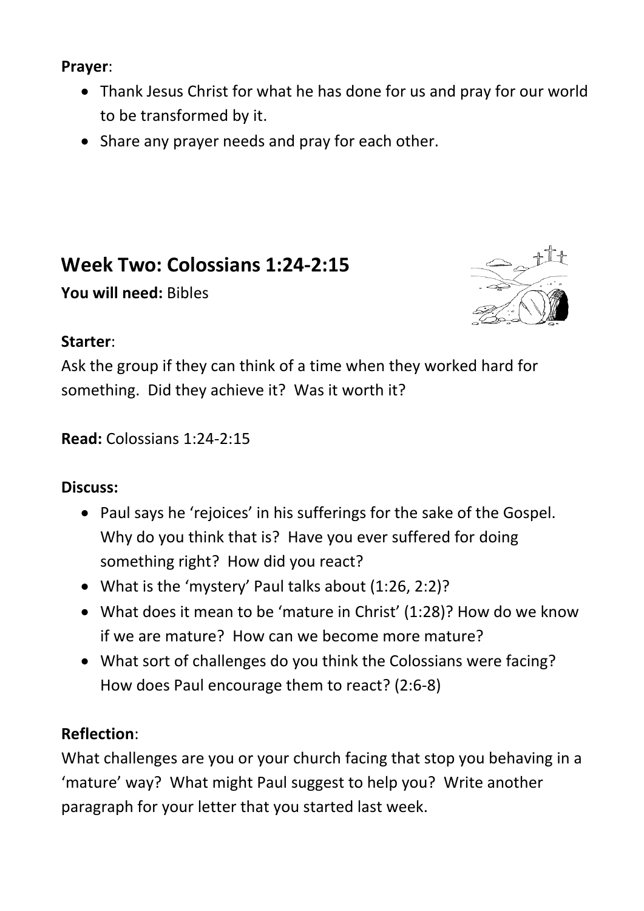**Prayer**:

- Thank Jesus Christ for what he has done for us and pray for our world to be transformed by it.
- Share any prayer needs and pray for each other.

## Week Two: Colossians 1:24-2:15

**You will need:** Bibles

**Starter**:

Ask the group if they can think of a time when they worked hard for something. Did they achieve it? Was it worth it?

**Read:** Colossians 1:24-2:15

**Discuss:**

- Paul says he 'rejoices' in his sufferings for the sake of the Gospel. Why do you think that is? Have you ever suffered for doing something right? How did you react?
- What is the 'mystery' Paul talks about (1:26, 2:2)?
- What does it mean to be 'mature in Christ' (1:28)? How do we know if we are mature? How can we become more mature?
- What sort of challenges do you think the Colossians were facing? How does Paul encourage them to react? (2:6-8)

**Reflection**:

What challenges are you or your church facing that stop you behaving in a 'mature' way? What might Paul suggest to help you? Write another paragraph for your letter that you started last week.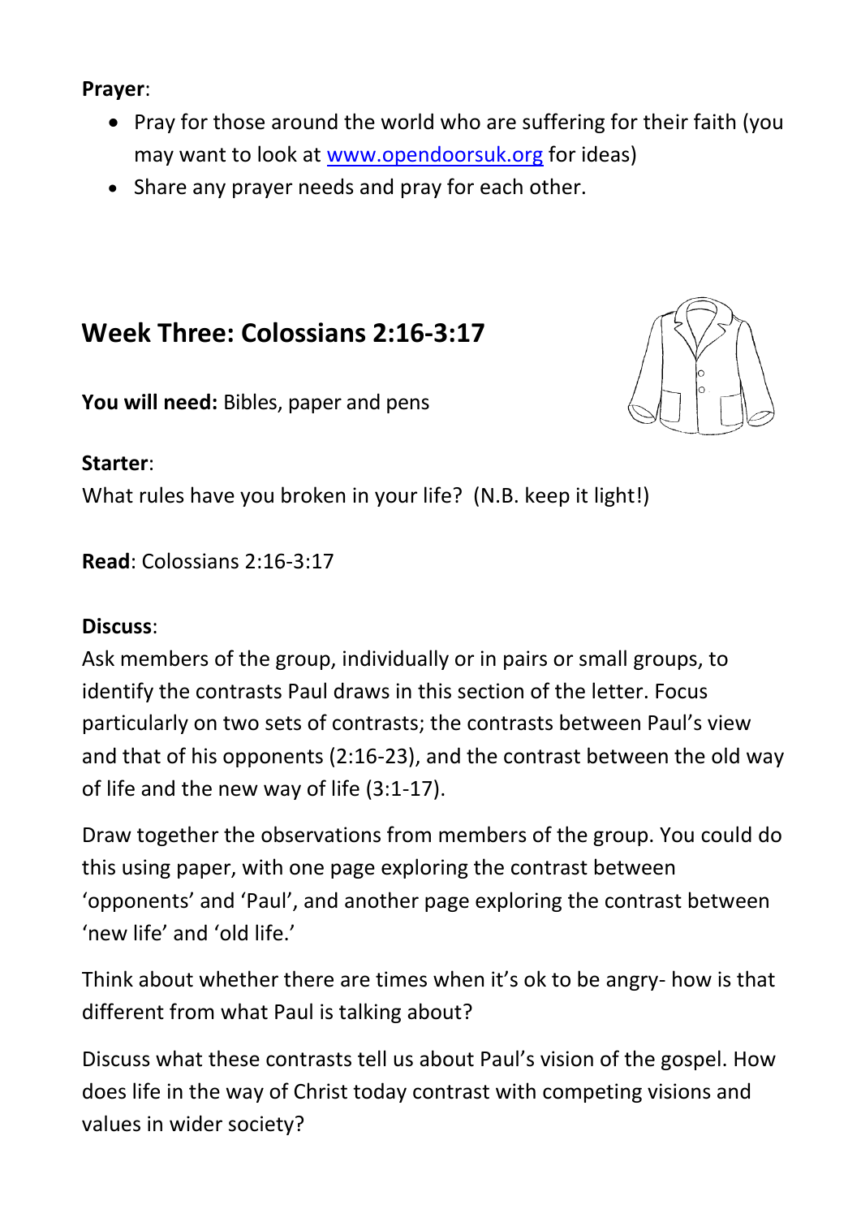**Prayer**:

- Pray for those around the world who are suffering for their faith (you may want to look at www.opendoorsuk.org for ideas)
- Share any prayer needs and pray for each other.

## Week Three: Colossians 2:16-3:17

**You will need:** Bibles, paper and pens

**Starter**:
What rules have you broken in your life? (N.B. keep it light!)

**Read**: Colossians 2:16-3:17

**Discuss**:
Ask members of the group, individually or in pairs or small groups, to identify the contrasts Paul draws in this section of the letter. Focus particularly on two sets of contrasts; the contrasts between Paul's view and that of his opponents (2:16-23), and the contrast between the old way of life and the new way of life (3:1-17).

Draw together the observations from members of the group. You could do this using paper, with one page exploring the contrast between 'opponents' and 'Paul', and another page exploring the contrast between 'new life' and 'old life.'

Think about whether there are times when it's ok to be angry- how is that different from what Paul is talking about?

Discuss what these contrasts tell us about Paul's vision of the gospel. How does life in the way of Christ today contrast with competing visions and values in wider society?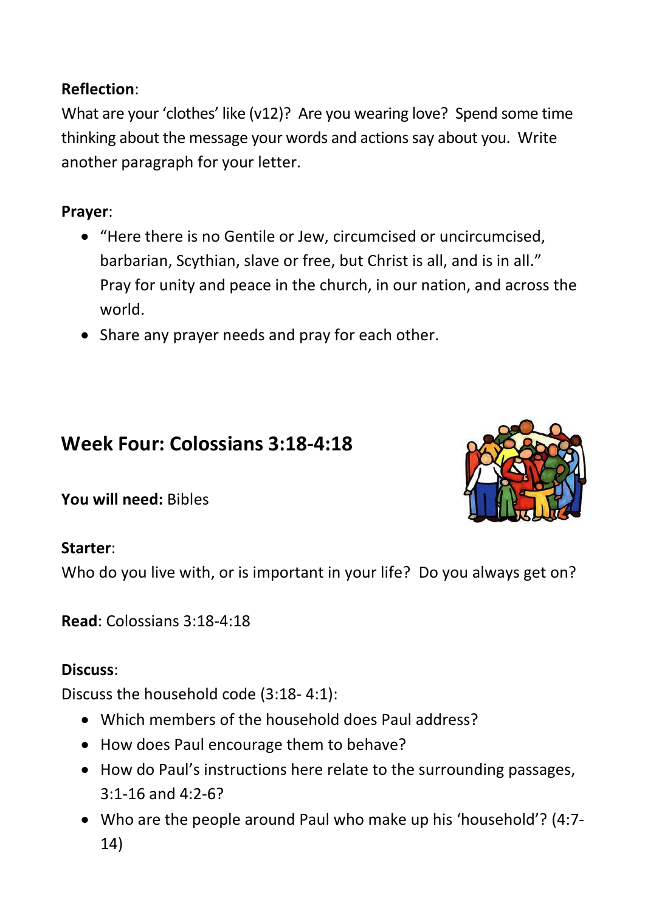**Reflection**:

What are your 'clothes' like (v12)? Are you wearing love? Spend some time thinking about the message your words and actions say about you. Write another paragraph for your letter.

**Prayer**:

- "Here there is no Gentile or Jew, circumcised or uncircumcised, barbarian, Scythian, slave or free, but Christ is all, and is in all." Pray for unity and peace in the church, in our nation, and across the world.
- Share any prayer needs and pray for each other.

## Week Four: Colossians 3:18-4:18

**You will need:** Bibles

**Starter**:

Who do you live with, or is important in your life? Do you always get on?

**Read**: Colossians 3:18-4:18

**Discuss**:

Discuss the household code (3:18- 4:1):

- Which members of the household does Paul address?
- How does Paul encourage them to behave?
- How do Paul's instructions here relate to the surrounding passages, 3:1-16 and 4:2-6?
- Who are the people around Paul who make up his 'household'? (4:7-14)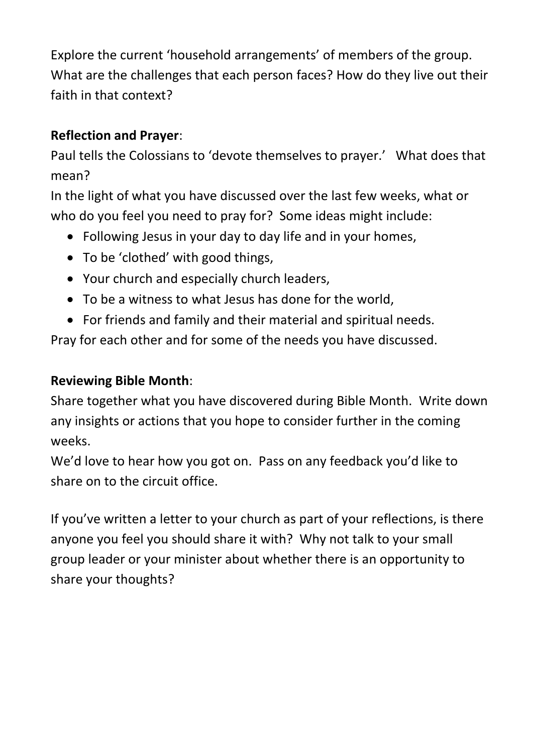Explore the current 'household arrangements' of members of the group. What are the challenges that each person faces? How do they live out their faith in that context?

**Reflection and Prayer**:

Paul tells the Colossians to 'devote themselves to prayer.' What does that mean?

In the light of what you have discussed over the last few weeks, what or who do you feel you need to pray for? Some ideas might include:

- Following Jesus in your day to day life and in your homes,
- To be 'clothed' with good things,
- Your church and especially church leaders,
- To be a witness to what Jesus has done for the world,
- For friends and family and their material and spiritual needs.

Pray for each other and for some of the needs you have discussed.

**Reviewing Bible Month**:

Share together what you have discovered during Bible Month. Write down any insights or actions that you hope to consider further in the coming weeks.

We'd love to hear how you got on. Pass on any feedback you'd like to share on to the circuit office.

If you've written a letter to your church as part of your reflections, is there anyone you feel you should share it with? Why not talk to your small group leader or your minister about whether there is an opportunity to share your thoughts?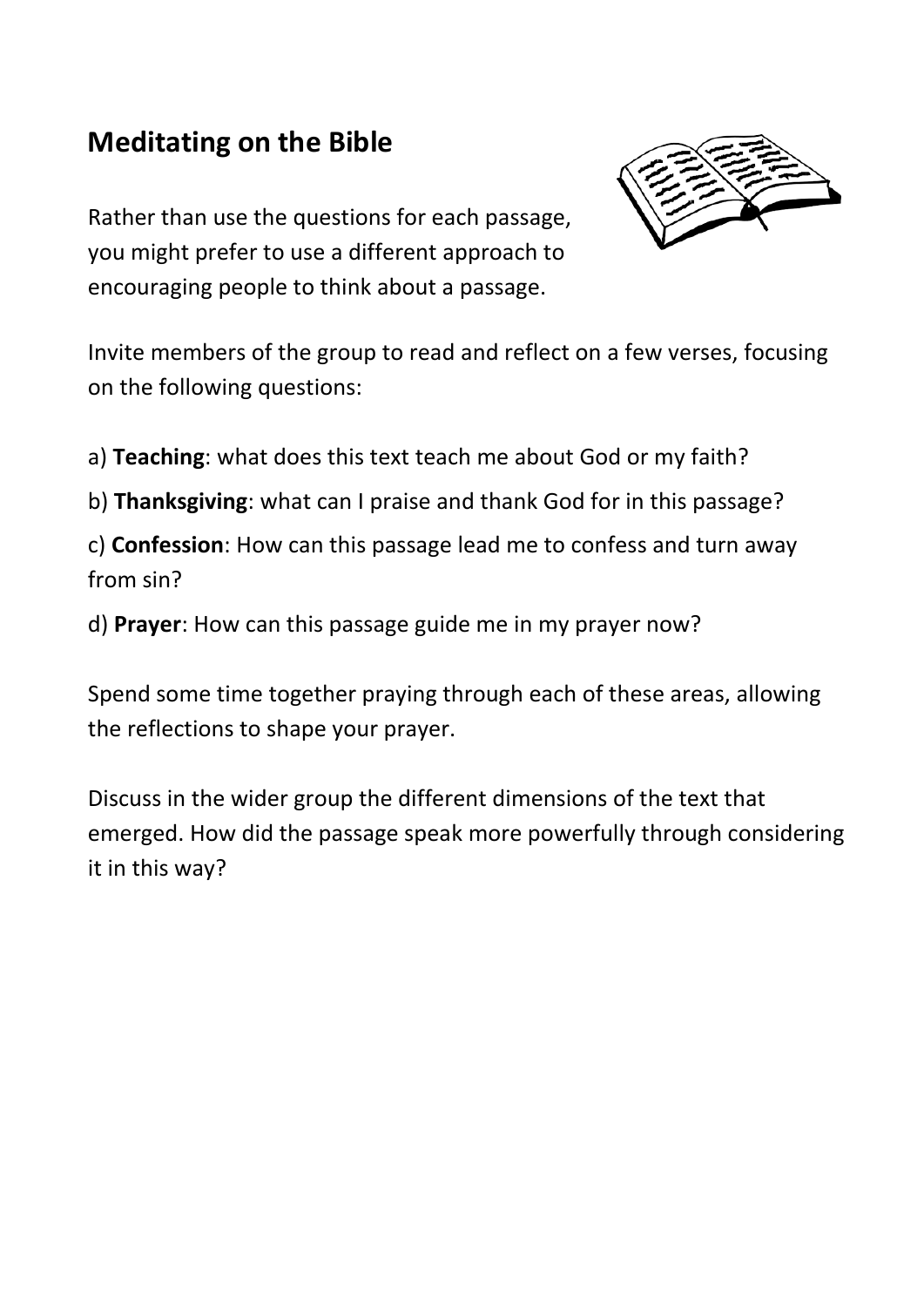## Meditating on the Bible

Rather than use the questions for each passage, you might prefer to use a different approach to encouraging people to think about a passage.

Invite members of the group to read and reflect on a few verses, focusing on the following questions:

a) **Teaching**: what does this text teach me about God or my faith?

b) **Thanksgiving**: what can I praise and thank God for in this passage?

c) **Confession**: How can this passage lead me to confess and turn away from sin?

d) **Prayer**: How can this passage guide me in my prayer now?

Spend some time together praying through each of these areas, allowing the reflections to shape your prayer.

Discuss in the wider group the different dimensions of the text that emerged. How did the passage speak more powerfully through considering it in this way?